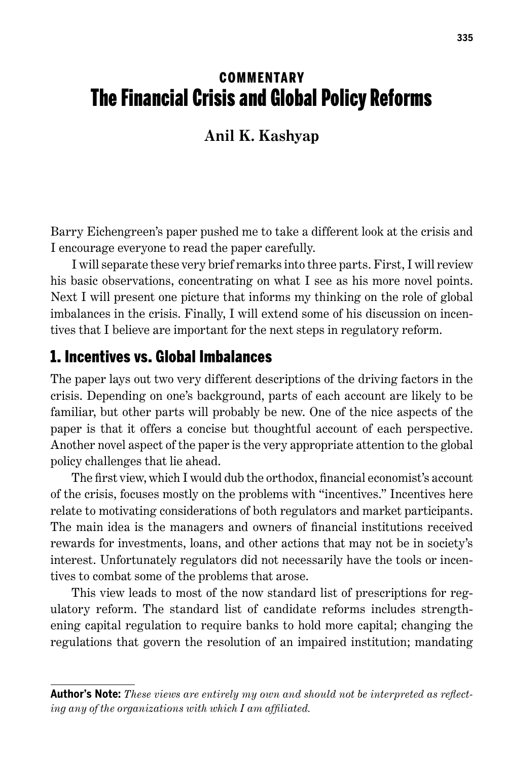COMMENTARY

# The Financial Crisis and Global Policy Reforms

**Anil K. Kashyap**

Barry Eichengreen's paper pushed me to take a different look at the crisis and I encourage everyone to read the paper carefully.

I will separate these very brief remarks into three parts. First, I will review his basic observations, concentrating on what I see as his more novel points. Next I will present one picture that informs my thinking on the role of global imbalances in the crisis. Finally, I will extend some of his discussion on incentives that I believe are important for the next steps in regulatory reform.

## 1. Incentives vs. Global Imbalances

The paper lays out two very different descriptions of the driving factors in the crisis. Depending on one's background, parts of each account are likely to be familiar, but other parts will probably be new. One of the nice aspects of the paper is that it offers a concise but thoughtful account of each perspective. Another novel aspect of the paper is the very appropriate attention to the global policy challenges that lie ahead.

The first view, which I would dub the orthodox, financial economist's account of the crisis, focuses mostly on the problems with "incentives." Incentives here relate to motivating considerations of both regulators and market participants. The main idea is the managers and owners of financial institutions received rewards for investments, loans, and other actions that may not be in society's interest. Unfortunately regulators did not necessarily have the tools or incentives to combat some of the problems that arose.

This view leads to most of the now standard list of prescriptions for regulatory reform. The standard list of candidate reforms includes strengthening capital regulation to require banks to hold more capital; changing the regulations that govern the resolution of an impaired institution; mandating

**Author's Note:** *These views are entirely my own and should not be interpreted as reflecting any of the organizations with which I am affiliated.*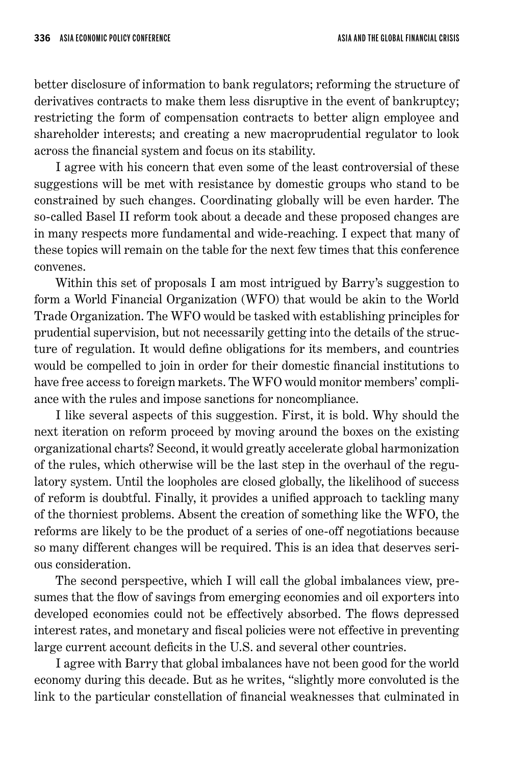better disclosure of information to bank regulators; reforming the structure of derivatives contracts to make them less disruptive in the event of bankruptcy; restricting the form of compensation contracts to better align employee and shareholder interests; and creating a new macroprudential regulator to look across the financial system and focus on its stability.

I agree with his concern that even some of the least controversial of these suggestions will be met with resistance by domestic groups who stand to be constrained by such changes. Coordinating globally will be even harder. The so-called Basel II reform took about a decade and these proposed changes are in many respects more fundamental and wide-reaching. I expect that many of these topics will remain on the table for the next few times that this conference convenes.

Within this set of proposals I am most intrigued by Barry's suggestion to form a World Financial Organization (WFO) that would be akin to the World Trade Organization. The WFO would be tasked with establishing principles for prudential supervision, but not necessarily getting into the details of the structure of regulation. It would define obligations for its members, and countries would be compelled to join in order for their domestic financial institutions to have free access to foreign markets. The WFO would monitor members' compliance with the rules and impose sanctions for noncompliance.

I like several aspects of this suggestion. First, it is bold. Why should the next iteration on reform proceed by moving around the boxes on the existing organizational charts? Second, it would greatly accelerate global harmonization of the rules, which otherwise will be the last step in the overhaul of the regulatory system. Until the loopholes are closed globally, the likelihood of success of reform is doubtful. Finally, it provides a unified approach to tackling many of the thorniest problems. Absent the creation of something like the WFO, the reforms are likely to be the product of a series of one-off negotiations because so many different changes will be required. This is an idea that deserves serious consideration.

The second perspective, which I will call the global imbalances view, presumes that the flow of savings from emerging economies and oil exporters into developed economies could not be effectively absorbed. The flows depressed interest rates, and monetary and fiscal policies were not effective in preventing large current account deficits in the U.S. and several other countries.

I agree with Barry that global imbalances have not been good for the world economy during this decade. But as he writes, "slightly more convoluted is the link to the particular constellation of financial weaknesses that culminated in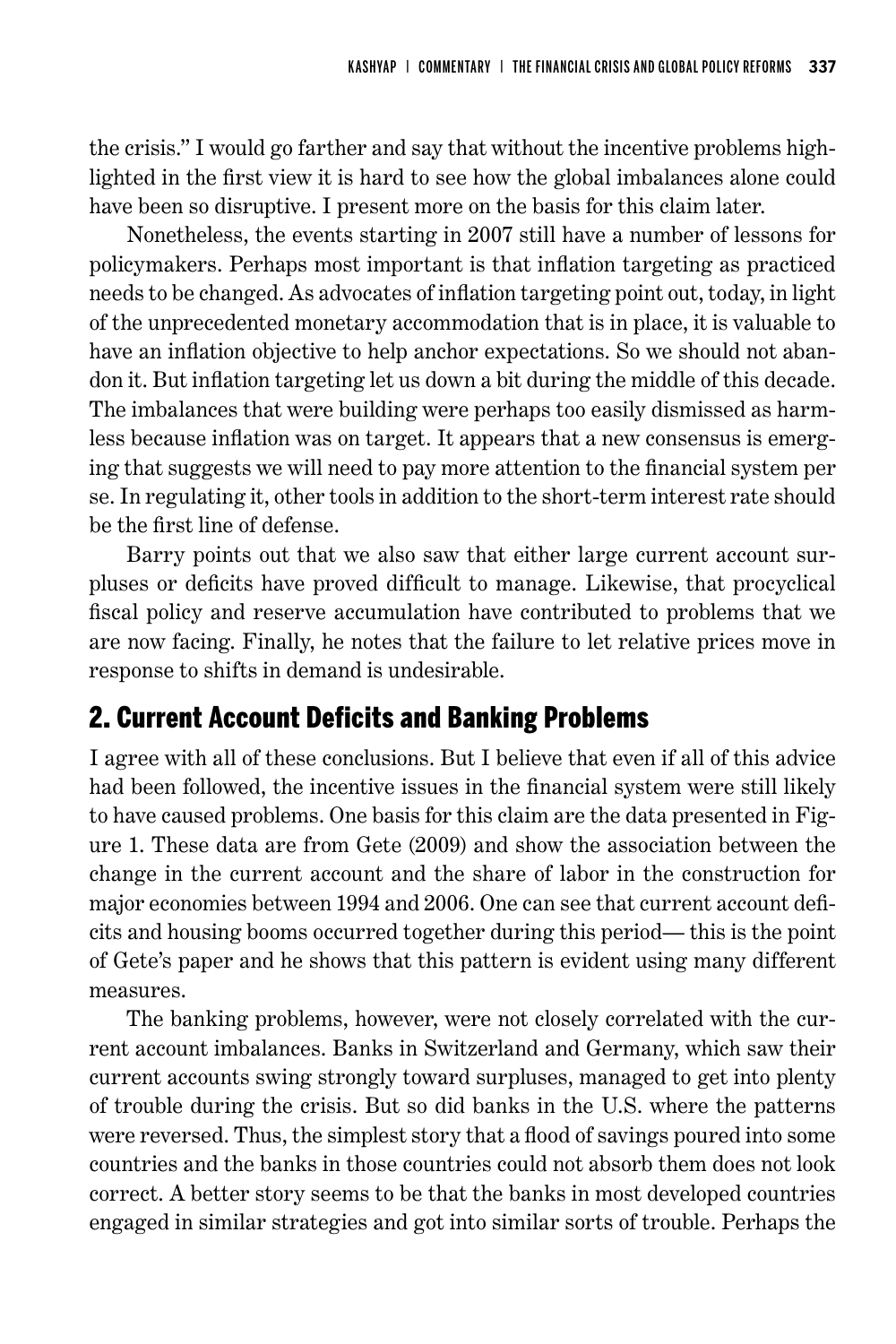the crisis." I would go farther and say that without the incentive problems highlighted in the first view it is hard to see how the global imbalances alone could have been so disruptive. I present more on the basis for this claim later.

Nonetheless, the events starting in 2007 still have a number of lessons for policymakers. Perhaps most important is that inflation targeting as practiced needs to be changed. As advocates of inflation targeting point out, today, in light of the unprecedented monetary accommodation that is in place, it is valuable to have an inflation objective to help anchor expectations. So we should not abandon it. But inflation targeting let us down a bit during the middle of this decade. The imbalances that were building were perhaps too easily dismissed as harmless because inflation was on target. It appears that a new consensus is emerging that suggests we will need to pay more attention to the financial system per se. In regulating it, other tools in addition to the short-term interest rate should be the first line of defense.

Barry points out that we also saw that either large current account surpluses or deficits have proved difficult to manage. Likewise, that procyclical fiscal policy and reserve accumulation have contributed to problems that we are now facing. Finally, he notes that the failure to let relative prices move in response to shifts in demand is undesirable.

## 2. Current Account Deficits and Banking Problems

I agree with all of these conclusions. But I believe that even if all of this advice had been followed, the incentive issues in the financial system were still likely to have caused problems. One basis for this claim are the data presented in Figure 1. These data are from Gete (2009) and show the association between the change in the current account and the share of labor in the construction for major economies between 1994 and 2006. One can see that current account deficits and housing booms occurred together during this period— this is the point of Gete's paper and he shows that this pattern is evident using many different measures.

The banking problems, however, were not closely correlated with the current account imbalances. Banks in Switzerland and Germany, which saw their current accounts swing strongly toward surpluses, managed to get into plenty of trouble during the crisis. But so did banks in the U.S. where the patterns were reversed. Thus, the simplest story that a flood of savings poured into some countries and the banks in those countries could not absorb them does not look correct. A better story seems to be that the banks in most developed countries engaged in similar strategies and got into similar sorts of trouble. Perhaps the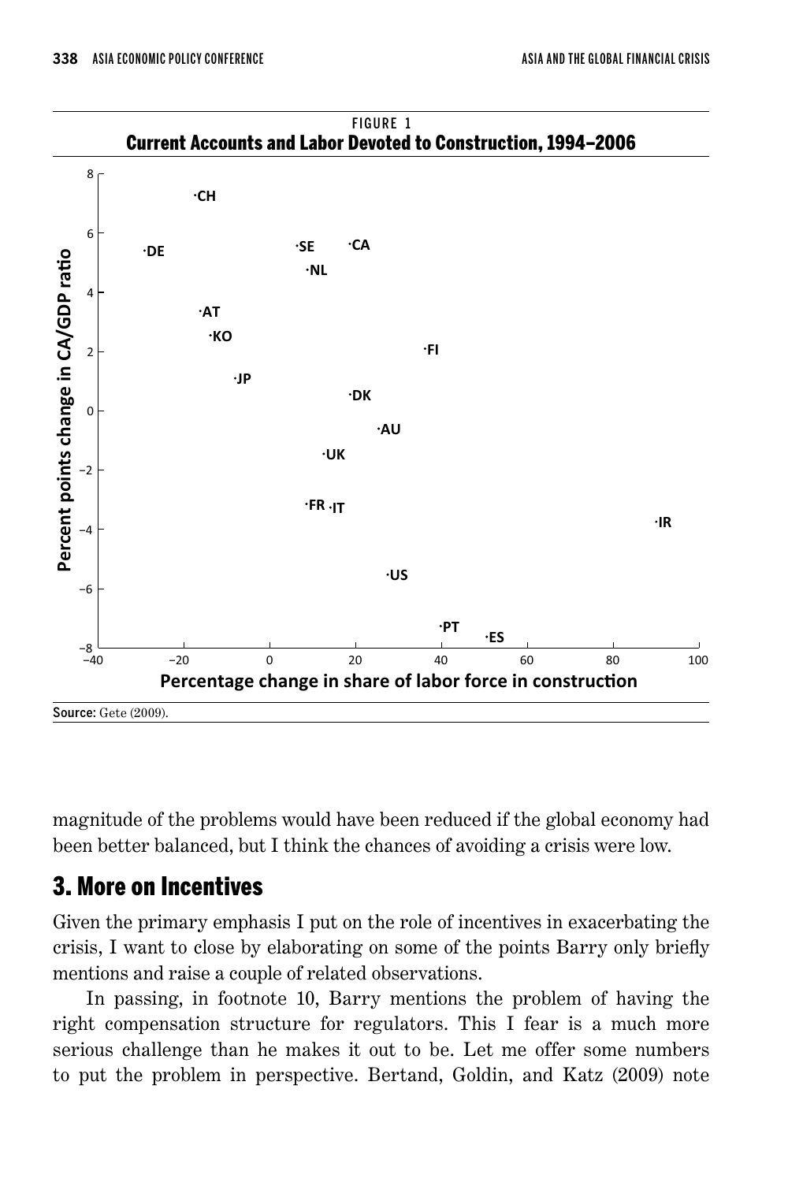FIGURE 1
**Current Accounts and Labor Devoted to Construction, 1994–2006**

Source: Gete (2009).

magnitude of the problems would have been reduced if the global economy had been better balanced, but I think the chances of avoiding a crisis were low.

## 3. More on Incentives

Given the primary emphasis I put on the role of incentives in exacerbating the crisis, I want to close by elaborating on some of the points Barry only briefly mentions and raise a couple of related observations.

In passing, in footnote 10, Barry mentions the problem of having the right compensation structure for regulators. This I fear is a much more serious challenge than he makes it out to be. Let me offer some numbers to put the problem in perspective. Bertand, Goldin, and Katz (2009) note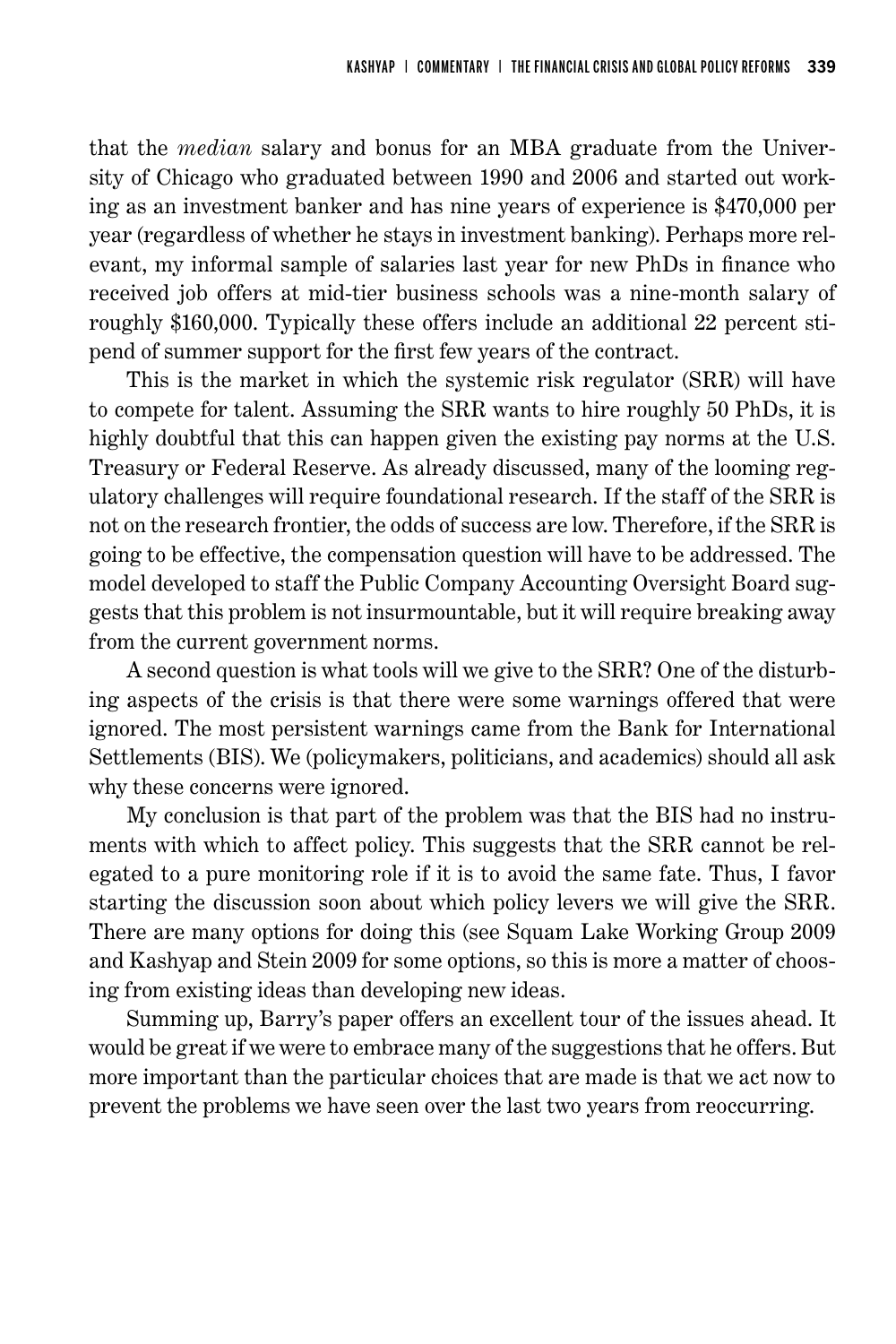that the *median* salary and bonus for an MBA graduate from the University of Chicago who graduated between 1990 and 2006 and started out working as an investment banker and has nine years of experience is $470,000 per year (regardless of whether he stays in investment banking). Perhaps more relevant, my informal sample of salaries last year for new PhDs in finance who received job offers at mid-tier business schools was a nine-month salary of roughly $160,000. Typically these offers include an additional 22 percent stipend of summer support for the first few years of the contract.

This is the market in which the systemic risk regulator (SRR) will have to compete for talent. Assuming the SRR wants to hire roughly 50 PhDs, it is highly doubtful that this can happen given the existing pay norms at the U.S. Treasury or Federal Reserve. As already discussed, many of the looming regulatory challenges will require foundational research. If the staff of the SRR is not on the research frontier, the odds of success are low. Therefore, if the SRR is going to be effective, the compensation question will have to be addressed. The model developed to staff the Public Company Accounting Oversight Board suggests that this problem is not insurmountable, but it will require breaking away from the current government norms.

A second question is what tools will we give to the SRR? One of the disturbing aspects of the crisis is that there were some warnings offered that were ignored. The most persistent warnings came from the Bank for International Settlements (BIS). We (policymakers, politicians, and academics) should all ask why these concerns were ignored.

My conclusion is that part of the problem was that the BIS had no instruments with which to affect policy. This suggests that the SRR cannot be relegated to a pure monitoring role if it is to avoid the same fate. Thus, I favor starting the discussion soon about which policy levers we will give the SRR. There are many options for doing this (see Squam Lake Working Group 2009 and Kashyap and Stein 2009 for some options, so this is more a matter of choosing from existing ideas than developing new ideas.

Summing up, Barry's paper offers an excellent tour of the issues ahead. It would be great if we were to embrace many of the suggestions that he offers. But more important than the particular choices that are made is that we act now to prevent the problems we have seen over the last two years from reoccurring.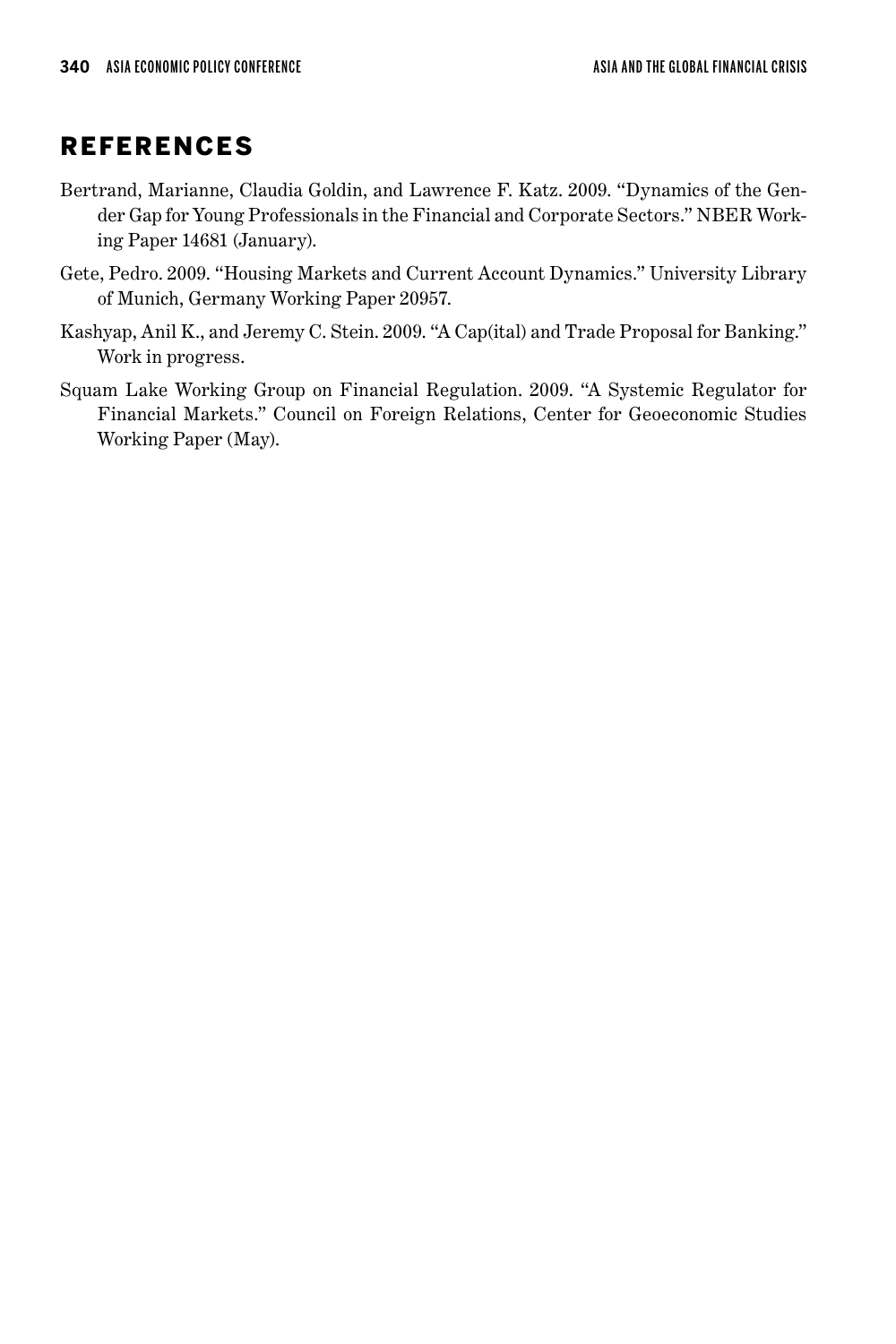## REFERENCES

Bertrand, Marianne, Claudia Goldin, and Lawrence F. Katz. 2009. "Dynamics of the Gender Gap for Young Professionals in the Financial and Corporate Sectors." NBER Working Paper 14681 (January).

Gete, Pedro. 2009. "Housing Markets and Current Account Dynamics." University Library of Munich, Germany Working Paper 20957.

Kashyap, Anil K., and Jeremy C. Stein. 2009. "A Cap(ital) and Trade Proposal for Banking." Work in progress.

Squam Lake Working Group on Financial Regulation. 2009. "A Systemic Regulator for Financial Markets." Council on Foreign Relations, Center for Geoeconomic Studies Working Paper (May).